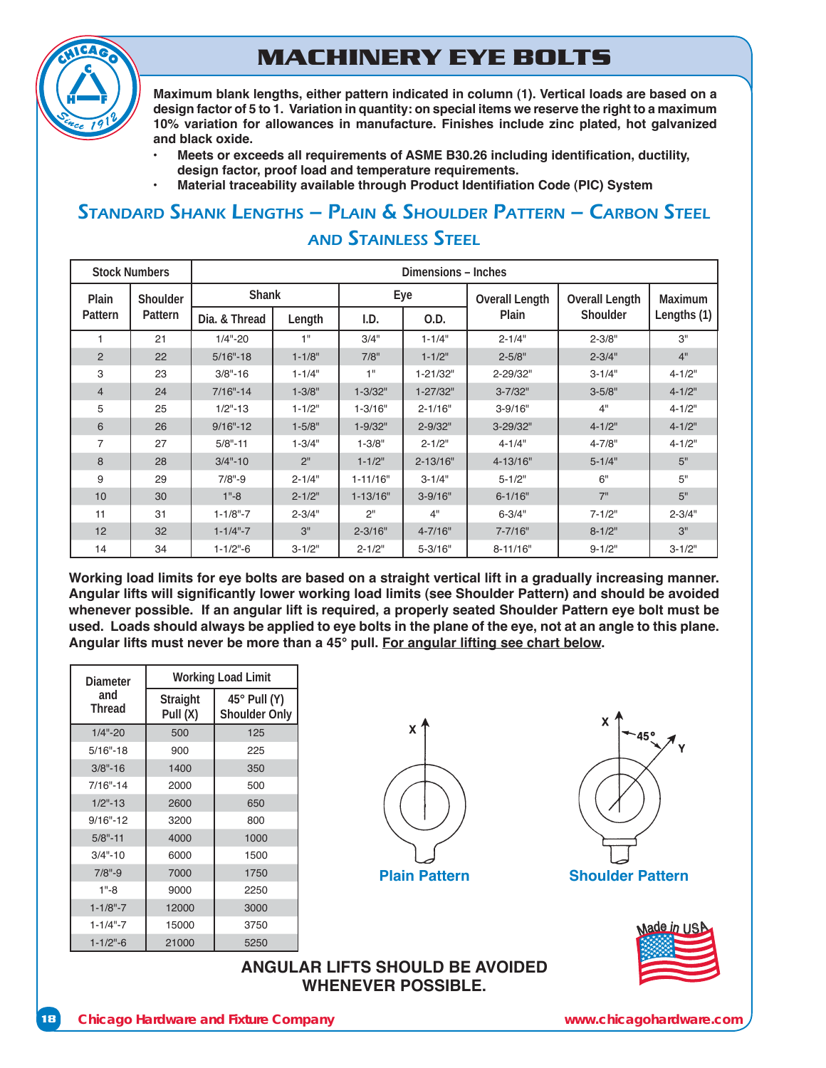# MACHINERY EYE BOLTS

**Maximum blank lengths, either pattern indicated in column (1). Vertical loads are based on a design factor of 5 to 1. Variation in quantity: on special items we reserve the right to a maximum 10% variation for allowances in manufacture. Finishes include zinc plated, hot galvanized and black oxide.**

- **Meets or exceeds all requirements of ASME B30.26 including identification, ductility, design factor, proof load and temperature requirements.**
- **Material traceability available through Product Identifiation Code (PIC) System**

## Standard Shank Lengths – Plain & Shoulder Pattern – Carbon Steel and Stainless Steel

| Stock Numbers | | Dimensions – Inches | | | | | | |
|---|---|---|---|---|---|---|---|---|
| Plain Pattern | Shoulder Pattern | Shank | | Eye | | Overall Length Plain | Overall Length Shoulder | Maximum Lengths (1) |
| | | Dia. & Thread | Length | I.D. | O.D. | | | |
| 1 | 21 | 1/4"-20 | 1" | 3/4" | 1-1/4" | 2-1/4" | 2-3/8" | 3" |
| 2 | 22 | 5/16"-18 | 1-1/8" | 7/8" | 1-1/2" | 2-5/8" | 2-3/4" | 4" |
| 3 | 23 | 3/8"-16 | 1-1/4" | 1" | 1-21/32" | 2-29/32" | 3-1/4" | 4-1/2" |
| 4 | 24 | 7/16"-14 | 1-3/8" | 1-3/32" | 1-27/32" | 3-7/32" | 3-5/8" | 4-1/2" |
| 5 | 25 | 1/2"-13 | 1-1/2" | 1-3/16" | 2-1/16" | 3-9/16" | 4" | 4-1/2" |
| 6 | 26 | 9/16"-12 | 1-5/8" | 1-9/32" | 2-9/32" | 3-29/32" | 4-1/2" | 4-1/2" |
| 7 | 27 | 5/8"-11 | 1-3/4" | 1-3/8" | 2-1/2" | 4-1/4" | 4-7/8" | 4-1/2" |
| 8 | 28 | 3/4"-10 | 2" | 1-1/2" | 2-13/16" | 4-13/16" | 5-1/4" | 5" |
| 9 | 29 | 7/8"-9 | 2-1/4" | 1-11/16" | 3-1/4" | 5-1/2" | 6" | 5" |
| 10 | 30 | 1"-8 | 2-1/2" | 1-13/16" | 3-9/16" | 6-1/16" | 7" | 5" |
| 11 | 31 | 1-1/8"-7 | 2-3/4" | 2" | 4" | 6-3/4" | 7-1/2" | 2-3/4" |
| 12 | 32 | 1-1/4"-7 | 3" | 2-3/16" | 4-7/16" | 7-7/16" | 8-1/2" | 3" |
| 14 | 34 | 1-1/2"-6 | 3-1/2" | 2-1/2" | 5-3/16" | 8-11/16" | 9-1/2" | 3-1/2" |

**Working load limits for eye bolts are based on a straight vertical lift in a gradually increasing manner. Angular lifts will significantly lower working load limits (see Shoulder Pattern) and should be avoided whenever possible. If an angular lift is required, a properly seated Shoulder Pattern eye bolt must be used. Loads should always be applied to eye bolts in the plane of the eye, not at an angle to this plane. Angular lifts must never be more than a 45° pull. For angular lifting see chart below.**

| Diameter and Thread | Working Load Limit | |
|---|---|---|
| | Straight Pull (X) | 45° Pull (Y) Shoulder Only |
| 1/4"-20 | 500 | 125 |
| 5/16"-18 | 900 | 225 |
| 3/8"-16 | 1400 | 350 |
| 7/16"-14 | 2000 | 500 |
| 1/2"-13 | 2600 | 650 |
| 9/16"-12 | 3200 | 800 |
| 5/8"-11 | 4000 | 1000 |
| 3/4"-10 | 6000 | 1500 |
| 7/8"-9 | 7000 | 1750 |
| 1"-8 | 9000 | 2250 |
| 1-1/8"-7 | 12000 | 3000 |
| 1-1/4"-7 | 15000 | 3750 |
| 1-1/2"-6 | 21000 | 5250 |

Plain Pattern

Shoulder Pattern

**ANGULAR LIFTS SHOULD BE AVOIDED WHENEVER POSSIBLE.**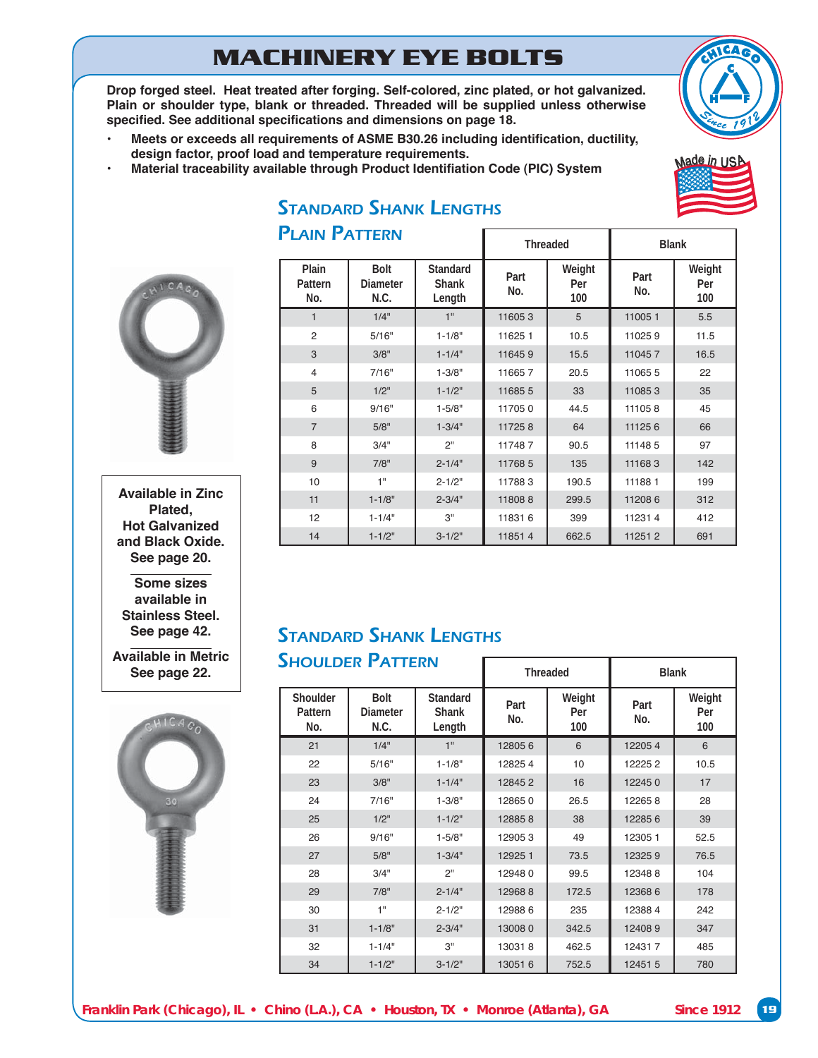# MACHINERY EYE BOLTS

**Drop forged steel. Heat treated after forging. Self-colored, zinc plated, or hot galvanized. Plain or shoulder type, blank or threaded. Threaded will be supplied unless otherwise specified. See additional specifications and dimensions on page 18.**

- **Meets or exceeds all requirements of ASME B30.26 including identification, ductility, design factor, proof load and temperature requirements.**
- **Material traceability available through Product Identifiation Code (PIC) System**

**Available in Zinc Plated, Hot Galvanized and Black Oxide. See page 20.**

**Some sizes available in Stainless Steel. See page 42.**

**Available in Metric See page 22.**

## Standard Shank Lengths
## Plain Pattern

| Plain Pattern No. | Bolt Diameter N.C. | Standard Shank Length | Threaded | | Blank | |
|---|---|---|---|---|---|---|
| | | | Part No. | Weight Per 100 | Part No. | Weight Per 100 |
| 1 | 1/4" | 1" | 11605 3 | 5 | 11005 1 | 5.5 |
| 2 | 5/16" | 1-1/8" | 11625 1 | 10.5 | 11025 9 | 11.5 |
| 3 | 3/8" | 1-1/4" | 11645 9 | 15.5 | 11045 7 | 16.5 |
| 4 | 7/16" | 1-3/8" | 11665 7 | 20.5 | 11065 5 | 22 |
| 5 | 1/2" | 1-1/2" | 11685 5 | 33 | 11085 3 | 35 |
| 6 | 9/16" | 1-5/8" | 11705 0 | 44.5 | 11105 8 | 45 |
| 7 | 5/8" | 1-3/4" | 11725 8 | 64 | 11125 6 | 66 |
| 8 | 3/4" | 2" | 11748 7 | 90.5 | 11148 5 | 97 |
| 9 | 7/8" | 2-1/4" | 11768 5 | 135 | 11168 3 | 142 |
| 10 | 1" | 2-1/2" | 11788 3 | 190.5 | 11188 1 | 199 |
| 11 | 1-1/8" | 2-3/4" | 11808 8 | 299.5 | 11208 6 | 312 |
| 12 | 1-1/4" | 3" | 11831 6 | 399 | 11231 4 | 412 |
| 14 | 1-1/2" | 3-1/2" | 11851 4 | 662.5 | 11251 2 | 691 |

## Standard Shank Lengths
## Shoulder Pattern

| Shoulder Pattern No. | Bolt Diameter N.C. | Standard Shank Length | Threaded | | Blank | |
|---|---|---|---|---|---|---|
| | | | Part No. | Weight Per 100 | Part No. | Weight Per 100 |
| 21 | 1/4" | 1" | 12805 6 | 6 | 12205 4 | 6 |
| 22 | 5/16" | 1-1/8" | 12825 4 | 10 | 12225 2 | 10.5 |
| 23 | 3/8" | 1-1/4" | 12845 2 | 16 | 12245 0 | 17 |
| 24 | 7/16" | 1-3/8" | 12865 0 | 26.5 | 12265 8 | 28 |
| 25 | 1/2" | 1-1/2" | 12885 8 | 38 | 12285 6 | 39 |
| 26 | 9/16" | 1-5/8" | 12905 3 | 49 | 12305 1 | 52.5 |
| 27 | 5/8" | 1-3/4" | 12925 1 | 73.5 | 12325 9 | 76.5 |
| 28 | 3/4" | 2" | 12948 0 | 99.5 | 12348 8 | 104 |
| 29 | 7/8" | 2-1/4" | 12968 8 | 172.5 | 12368 6 | 178 |
| 30 | 1" | 2-1/2" | 12988 6 | 235 | 12388 4 | 242 |
| 31 | 1-1/8" | 2-3/4" | 13008 0 | 342.5 | 12408 9 | 347 |
| 32 | 1-1/4" | 3" | 13031 8 | 462.5 | 12431 7 | 485 |
| 34 | 1-1/2" | 3-1/2" | 13051 6 | 752.5 | 12451 5 | 780 |

Franklin Park (Chicago), IL • Chino (L.A.), CA • Houston, TX • Monroe (Atlanta), GA    Since 1912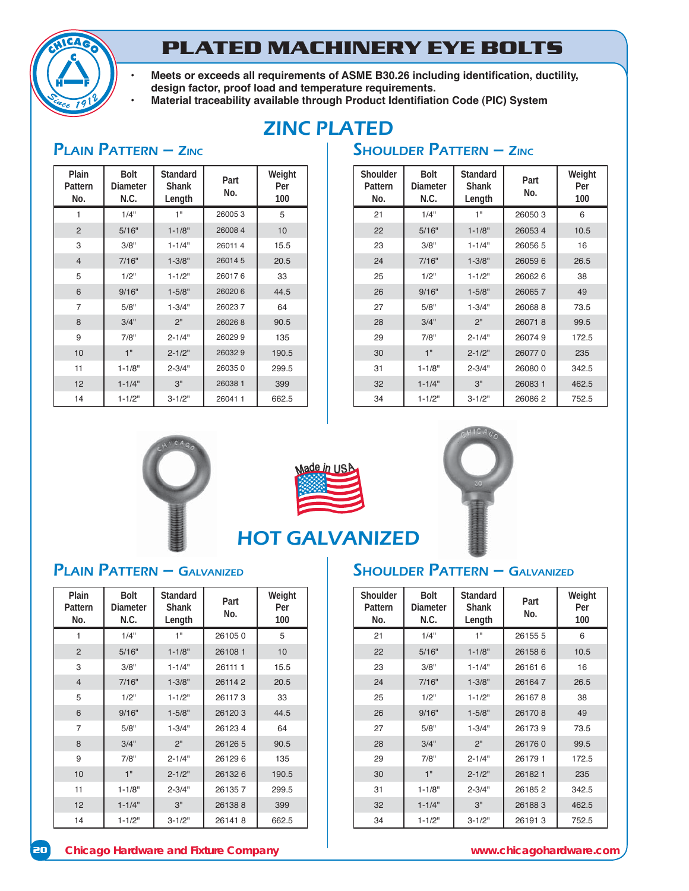# PLATED MACHINERY EYE BOLTS

- **Meets or exceeds all requirements of ASME B30.26 including identification, ductility, design factor, proof load and temperature requirements.**
- **Material traceability available through Product Identifiation Code (PIC) System**

## ZINC PLATED

### Plain Pattern – Zinc

| Plain Pattern No. | Bolt Diameter N.C. | Standard Shank Length | Part No. | Weight Per 100 |
|---|---|---|---|---|
| 1 | 1/4" | 1" | 26005 3 | 5 |
| 2 | 5/16" | 1-1/8" | 26008 4 | 10 |
| 3 | 3/8" | 1-1/4" | 26011 4 | 15.5 |
| 4 | 7/16" | 1-3/8" | 26014 5 | 20.5 |
| 5 | 1/2" | 1-1/2" | 26017 6 | 33 |
| 6 | 9/16" | 1-5/8" | 26020 6 | 44.5 |
| 7 | 5/8" | 1-3/4" | 26023 7 | 64 |
| 8 | 3/4" | 2" | 26026 8 | 90.5 |
| 9 | 7/8" | 2-1/4" | 26029 9 | 135 |
| 10 | 1" | 2-1/2" | 26032 9 | 190.5 |
| 11 | 1-1/8" | 2-3/4" | 26035 0 | 299.5 |
| 12 | 1-1/4" | 3" | 26038 1 | 399 |
| 14 | 1-1/2" | 3-1/2" | 26041 1 | 662.5 |

### Shoulder Pattern – Zinc

| Shoulder Pattern No. | Bolt Diameter N.C. | Standard Shank Length | Part No. | Weight Per 100 |
|---|---|---|---|---|
| 21 | 1/4" | 1" | 26050 3 | 6 |
| 22 | 5/16" | 1-1/8" | 26053 4 | 10.5 |
| 23 | 3/8" | 1-1/4" | 26056 5 | 16 |
| 24 | 7/16" | 1-3/8" | 26059 6 | 26.5 |
| 25 | 1/2" | 1-1/2" | 26062 6 | 38 |
| 26 | 9/16" | 1-5/8" | 26065 7 | 49 |
| 27 | 5/8" | 1-3/4" | 26068 8 | 73.5 |
| 28 | 3/4" | 2" | 26071 8 | 99.5 |
| 29 | 7/8" | 2-1/4" | 26074 9 | 172.5 |
| 30 | 1" | 2-1/2" | 26077 0 | 235 |
| 31 | 1-1/8" | 2-3/4" | 26080 0 | 342.5 |
| 32 | 1-1/4" | 3" | 26083 1 | 462.5 |
| 34 | 1-1/2" | 3-1/2" | 26086 2 | 752.5 |

Made in USA

## HOT GALVANIZED

### Plain Pattern – Galvanized

| Plain Pattern No. | Bolt Diameter N.C. | Standard Shank Length | Part No. | Weight Per 100 |
|---|---|---|---|---|
| 1 | 1/4" | 1" | 26105 0 | 5 |
| 2 | 5/16" | 1-1/8" | 26108 1 | 10 |
| 3 | 3/8" | 1-1/4" | 26111 1 | 15.5 |
| 4 | 7/16" | 1-3/8" | 26114 2 | 20.5 |
| 5 | 1/2" | 1-1/2" | 26117 3 | 33 |
| 6 | 9/16" | 1-5/8" | 26120 3 | 44.5 |
| 7 | 5/8" | 1-3/4" | 26123 4 | 64 |
| 8 | 3/4" | 2" | 26126 5 | 90.5 |
| 9 | 7/8" | 2-1/4" | 26129 6 | 135 |
| 10 | 1" | 2-1/2" | 26132 6 | 190.5 |
| 11 | 1-1/8" | 2-3/4" | 26135 7 | 299.5 |
| 12 | 1-1/4" | 3" | 26138 8 | 399 |
| 14 | 1-1/2" | 3-1/2" | 26141 8 | 662.5 |

### Shoulder Pattern – Galvanized

| Shoulder Pattern No. | Bolt Diameter N.C. | Standard Shank Length | Part No. | Weight Per 100 |
|---|---|---|---|---|
| 21 | 1/4" | 1" | 26155 5 | 6 |
| 22 | 5/16" | 1-1/8" | 26158 6 | 10.5 |
| 23 | 3/8" | 1-1/4" | 26161 6 | 16 |
| 24 | 7/16" | 1-3/8" | 26164 7 | 26.5 |
| 25 | 1/2" | 1-1/2" | 26167 8 | 38 |
| 26 | 9/16" | 1-5/8" | 26170 8 | 49 |
| 27 | 5/8" | 1-3/4" | 26173 9 | 73.5 |
| 28 | 3/4" | 2" | 26176 0 | 99.5 |
| 29 | 7/8" | 2-1/4" | 26179 1 | 172.5 |
| 30 | 1" | 2-1/2" | 26182 1 | 235 |
| 31 | 1-1/8" | 2-3/4" | 26185 2 | 342.5 |
| 32 | 1-1/4" | 3" | 26188 3 | 462.5 |
| 34 | 1-1/2" | 3-1/2" | 26191 3 | 752.5 |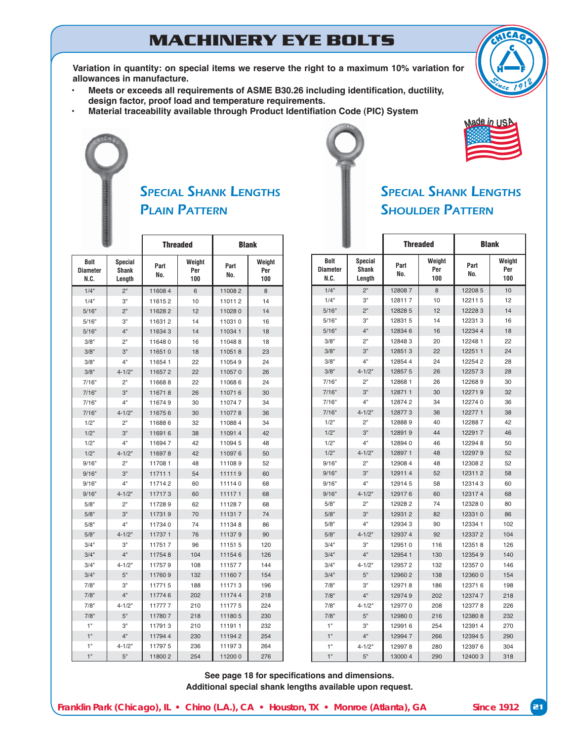# MACHINERY EYE BOLTS

**Variation in quantity: on special items we reserve the right to a maximum 10% variation for allowances in manufacture.**

- **Meets or exceeds all requirements of ASME B30.26 including identification, ductility, design factor, proof load and temperature requirements.**
- **Material traceability available through Product Identifiation Code (PIC) System**

Made in USA

## Special Shank Lengths Plain Pattern

| Bolt Diameter N.C. | Special Shank Length | Threaded | | Blank | |
|---|---|---|---|---|---|
| | | Part No. | Weight Per 100 | Part No. | Weight Per 100 |
| 1/4" | 2" | 11608 4 | 6 | 11008 2 | 8 |
| 1/4" | 3" | 11615 2 | 10 | 11011 2 | 14 |
| 5/16" | 2" | 11628 2 | 12 | 11028 0 | 14 |
| 5/16" | 3" | 11631 2 | 14 | 11031 0 | 16 |
| 5/16" | 4" | 11634 3 | 14 | 11034 1 | 18 |
| 3/8" | 2" | 11648 0 | 16 | 11048 8 | 18 |
| 3/8" | 3" | 11651 0 | 18 | 11051 8 | 23 |
| 3/8" | 4" | 11654 1 | 22 | 11054 9 | 24 |
| 3/8" | 4-1/2" | 11657 2 | 22 | 11057 0 | 26 |
| 7/16" | 2" | 11668 8 | 22 | 11068 6 | 24 |
| 7/16" | 3" | 11671 8 | 26 | 11071 6 | 30 |
| 7/16" | 4" | 11674 9 | 30 | 11074 7 | 34 |
| 7/16" | 4-1/2" | 11675 6 | 30 | 11077 8 | 36 |
| 1/2" | 2" | 11688 6 | 32 | 11088 4 | 34 |
| 1/2" | 3" | 11691 6 | 38 | 11091 4 | 42 |
| 1/2" | 4" | 11694 7 | 42 | 11094 5 | 48 |
| 1/2" | 4-1/2" | 11697 8 | 42 | 11097 6 | 50 |
| 9/16" | 2" | 11708 1 | 48 | 11108 9 | 52 |
| 9/16" | 3" | 11711 1 | 54 | 11111 9 | 60 |
| 9/16" | 4" | 11714 2 | 60 | 11114 0 | 68 |
| 9/16" | 4-1/2" | 11717 3 | 60 | 11117 1 | 68 |
| 5/8" | 2" | 11728 9 | 62 | 11128 7 | 68 |
| 5/8" | 3" | 11731 9 | 70 | 11131 7 | 74 |
| 5/8" | 4" | 11734 0 | 74 | 11134 8 | 86 |
| 5/8" | 4-1/2" | 11737 1 | 76 | 11137 9 | 90 |
| 3/4" | 3" | 11751 7 | 96 | 11151 5 | 120 |
| 3/4" | 4" | 11754 8 | 104 | 11154 6 | 126 |
| 3/4" | 4-1/2" | 11757 9 | 108 | 11157 7 | 144 |
| 3/4" | 5" | 11760 9 | 132 | 11160 7 | 154 |
| 7/8" | 3" | 11771 5 | 188 | 11171 3 | 196 |
| 7/8" | 4" | 11774 6 | 202 | 11174 4 | 218 |
| 7/8" | 4-1/2" | 11777 7 | 210 | 11177 5 | 224 |
| 7/8" | 5" | 11780 7 | 218 | 11180 5 | 230 |
| 1" | 3" | 11791 3 | 210 | 11191 1 | 232 |
| 1" | 4" | 11794 4 | 230 | 11194 2 | 254 |
| 1" | 4-1/2" | 11797 5 | 236 | 11197 3 | 264 |
| 1" | 5" | 11800 2 | 254 | 11200 0 | 276 |

## Special Shank Lengths Shoulder Pattern

| Bolt Diameter N.C. | Special Shank Length | Threaded | | Blank | |
|---|---|---|---|---|---|
| | | Part No. | Weight Per 100 | Part No. | Weight Per 100 |
| 1/4" | 2" | 12808 7 | 8 | 12208 5 | 10 |
| 1/4" | 3" | 12811 7 | 10 | 12211 5 | 12 |
| 5/16" | 2" | 12828 5 | 12 | 12228 3 | 14 |
| 5/16" | 3" | 12831 5 | 14 | 12231 3 | 16 |
| 5/16" | 4" | 12834 6 | 16 | 12234 4 | 18 |
| 3/8" | 2" | 12848 3 | 20 | 12248 1 | 22 |
| 3/8" | 3" | 12851 3 | 22 | 12251 1 | 24 |
| 3/8" | 4" | 12854 4 | 24 | 12254 2 | 28 |
| 3/8" | 4-1/2" | 12857 5 | 26 | 12257 3 | 28 |
| 7/16" | 2" | 12868 1 | 26 | 12268 9 | 30 |
| 7/16" | 3" | 12871 1 | 30 | 12271 9 | 32 |
| 7/16" | 4" | 12874 2 | 34 | 12274 0 | 36 |
| 7/16" | 4-1/2" | 12877 3 | 36 | 12277 1 | 38 |
| 1/2" | 2" | 12888 9 | 40 | 12288 7 | 42 |
| 1/2" | 3" | 12891 9 | 44 | 12291 7 | 46 |
| 1/2" | 4" | 12894 0 | 46 | 12294 8 | 50 |
| 1/2" | 4-1/2" | 12897 1 | 48 | 12297 9 | 52 |
| 9/16" | 2" | 12908 4 | 48 | 12308 2 | 52 |
| 9/16" | 3" | 12911 4 | 52 | 12311 2 | 58 |
| 9/16" | 4" | 12914 5 | 58 | 12314 3 | 60 |
| 9/16" | 4-1/2" | 12917 6 | 60 | 12317 4 | 68 |
| 5/8" | 2" | 12928 2 | 74 | 12328 0 | 80 |
| 5/8" | 3" | 12931 2 | 82 | 12331 0 | 86 |
| 5/8" | 4" | 12934 3 | 90 | 12334 1 | 102 |
| 5/8" | 4-1/2" | 12937 4 | 92 | 12337 2 | 104 |
| 3/4" | 3" | 12951 0 | 116 | 12351 8 | 126 |
| 3/4" | 4" | 12954 1 | 130 | 12354 9 | 140 |
| 3/4" | 4-1/2" | 12957 2 | 132 | 12357 0 | 146 |
| 3/4" | 5" | 12960 2 | 138 | 12360 0 | 154 |
| 7/8" | 3" | 12971 8 | 186 | 12371 6 | 198 |
| 7/8" | 4" | 12974 9 | 202 | 12374 7 | 218 |
| 7/8" | 4-1/2" | 12977 0 | 208 | 12377 8 | 226 |
| 7/8" | 5" | 12980 0 | 216 | 12380 8 | 232 |
| 1" | 3" | 12991 6 | 254 | 12391 4 | 270 |
| 1" | 4" | 12994 7 | 266 | 12394 5 | 290 |
| 1" | 4-1/2" | 12997 8 | 280 | 12397 6 | 304 |
| 1" | 5" | 13000 4 | 290 | 12400 3 | 318 |

**See page 18 for specifications and dimensions.**
**Additional special shank lengths available upon request.**

**Franklin Park (Chicago), IL • Chino (L.A.), CA • Houston, TX • Monroe (Atlanta), GA** **Since 1912**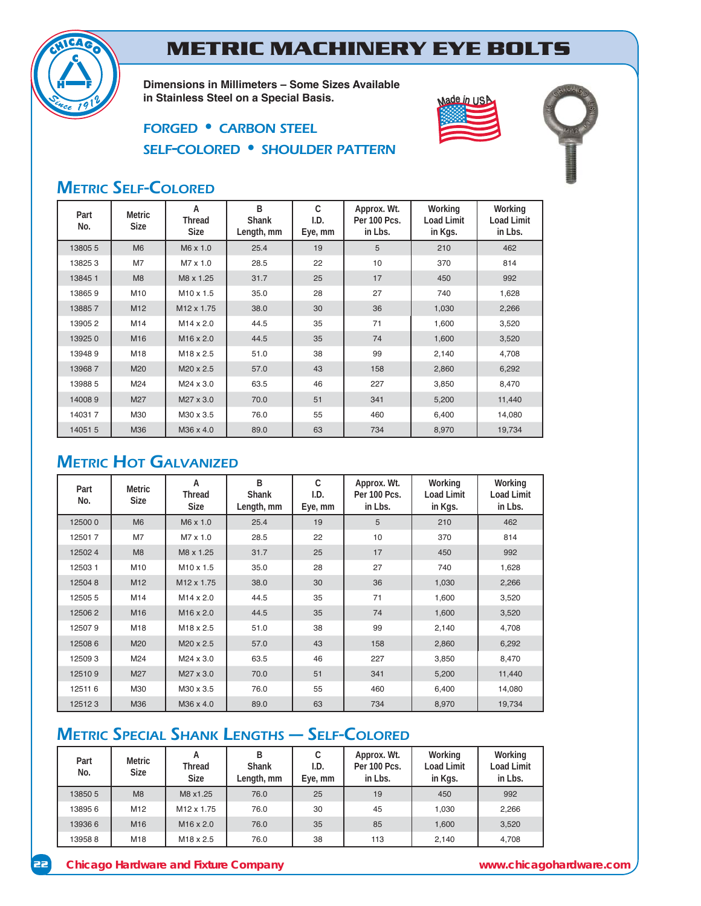# METRIC MACHINERY EYE BOLTS

**Dimensions in Millimeters – Some Sizes Available in Stainless Steel on a Special Basis.**

FORGED • CARBON STEEL

SELF-COLORED • SHOULDER PATTERN

Made in USA

## Metric Self-Colored

| Part No. | Metric Size | A Thread Size | B Shank Length, mm | C I.D. Eye, mm | Approx. Wt. Per 100 Pcs. in Lbs. | Working Load Limit in Kgs. | Working Load Limit in Lbs. |
|---|---|---|---|---|---|---|---|
| 13805 5 | M6 | M6 x 1.0 | 25.4 | 19 | 5 | 210 | 462 |
| 13825 3 | M7 | M7 x 1.0 | 28.5 | 22 | 10 | 370 | 814 |
| 13845 1 | M8 | M8 x 1.25 | 31.7 | 25 | 17 | 450 | 992 |
| 13865 9 | M10 | M10 x 1.5 | 35.0 | 28 | 27 | 740 | 1,628 |
| 13885 7 | M12 | M12 x 1.75 | 38.0 | 30 | 36 | 1,030 | 2,266 |
| 13905 2 | M14 | M14 x 2.0 | 44.5 | 35 | 71 | 1,600 | 3,520 |
| 13925 0 | M16 | M16 x 2.0 | 44.5 | 35 | 74 | 1,600 | 3,520 |
| 13948 9 | M18 | M18 x 2.5 | 51.0 | 38 | 99 | 2,140 | 4,708 |
| 13968 7 | M20 | M20 x 2.5 | 57.0 | 43 | 158 | 2,860 | 6,292 |
| 13988 5 | M24 | M24 x 3.0 | 63.5 | 46 | 227 | 3,850 | 8,470 |
| 14008 9 | M27 | M27 x 3.0 | 70.0 | 51 | 341 | 5,200 | 11,440 |
| 14031 7 | M30 | M30 x 3.5 | 76.0 | 55 | 460 | 6,400 | 14,080 |
| 14051 5 | M36 | M36 x 4.0 | 89.0 | 63 | 734 | 8,970 | 19,734 |

## Metric Hot Galvanized

| Part No. | Metric Size | A Thread Size | B Shank Length, mm | C I.D. Eye, mm | Approx. Wt. Per 100 Pcs. in Lbs. | Working Load Limit in Kgs. | Working Load Limit in Lbs. |
|---|---|---|---|---|---|---|---|
| 12500 0 | M6 | M6 x 1.0 | 25.4 | 19 | 5 | 210 | 462 |
| 12501 7 | M7 | M7 x 1.0 | 28.5 | 22 | 10 | 370 | 814 |
| 12502 4 | M8 | M8 x 1.25 | 31.7 | 25 | 17 | 450 | 992 |
| 12503 1 | M10 | M10 x 1.5 | 35.0 | 28 | 27 | 740 | 1,628 |
| 12504 8 | M12 | M12 x 1.75 | 38.0 | 30 | 36 | 1,030 | 2,266 |
| 12505 5 | M14 | M14 x 2.0 | 44.5 | 35 | 71 | 1,600 | 3,520 |
| 12506 2 | M16 | M16 x 2.0 | 44.5 | 35 | 74 | 1,600 | 3,520 |
| 12507 9 | M18 | M18 x 2.5 | 51.0 | 38 | 99 | 2,140 | 4,708 |
| 12508 6 | M20 | M20 x 2.5 | 57.0 | 43 | 158 | 2,860 | 6,292 |
| 12509 3 | M24 | M24 x 3.0 | 63.5 | 46 | 227 | 3,850 | 8,470 |
| 12510 9 | M27 | M27 x 3.0 | 70.0 | 51 | 341 | 5,200 | 11,440 |
| 12511 6 | M30 | M30 x 3.5 | 76.0 | 55 | 460 | 6,400 | 14,080 |
| 12512 3 | M36 | M36 x 4.0 | 89.0 | 63 | 734 | 8,970 | 19,734 |

## Metric Special Shank Lengths — Self-Colored

| Part No. | Metric Size | A Thread Size | B Shank Length, mm | C I.D. Eye, mm | Approx. Wt. Per 100 Pcs. in Lbs. | Working Load Limit in Kgs. | Working Load Limit in Lbs. |
|---|---|---|---|---|---|---|---|
| 13850 5 | M8 | M8 x1.25 | 76.0 | 25 | 19 | 450 | 992 |
| 13895 6 | M12 | M12 x 1.75 | 76.0 | 30 | 45 | 1,030 | 2,266 |
| 13936 6 | M16 | M16 x 2.0 | 76.0 | 35 | 85 | 1,600 | 3,520 |
| 13958 8 | M18 | M18 x 2.5 | 76.0 | 38 | 113 | 2,140 | 4,708 |

**Chicago Hardware and Fixture Company** www.chicagohardware.com